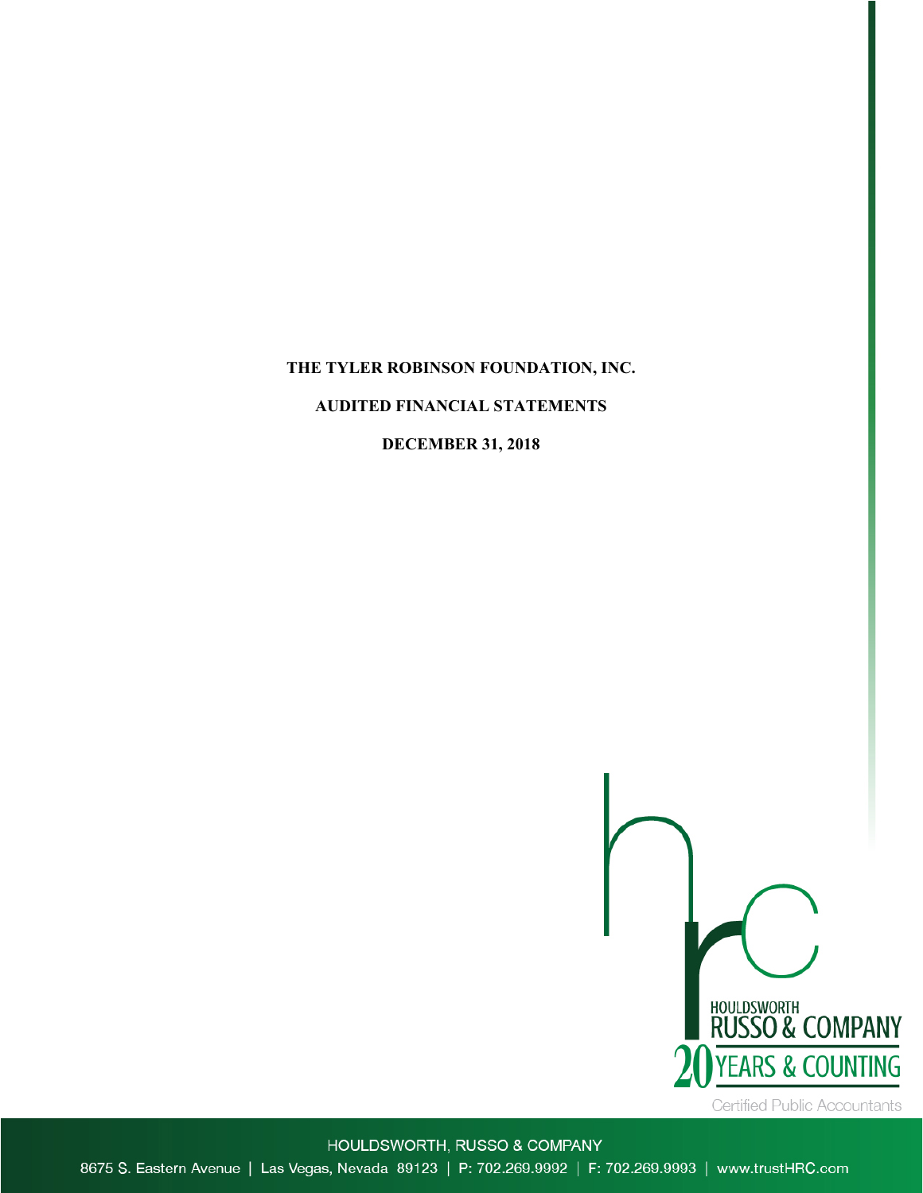# THE TYLER ROBINSON FOUNDATION, INC.

## AUDITED FINANCIAL STATEMENTS

## DECEMBER 31, 2018

HOULDSWORTH
RUSSO & COMPANY
20 YEARS & COUNTING
Certified Public Accountants

HOULDSWORTH, RUSSO & COMPANY
8675 S. Eastern Avenue | Las Vegas, Nevada 89123 | P: 702.269.9992 | F: 702.269.9993 | www.trustHRC.com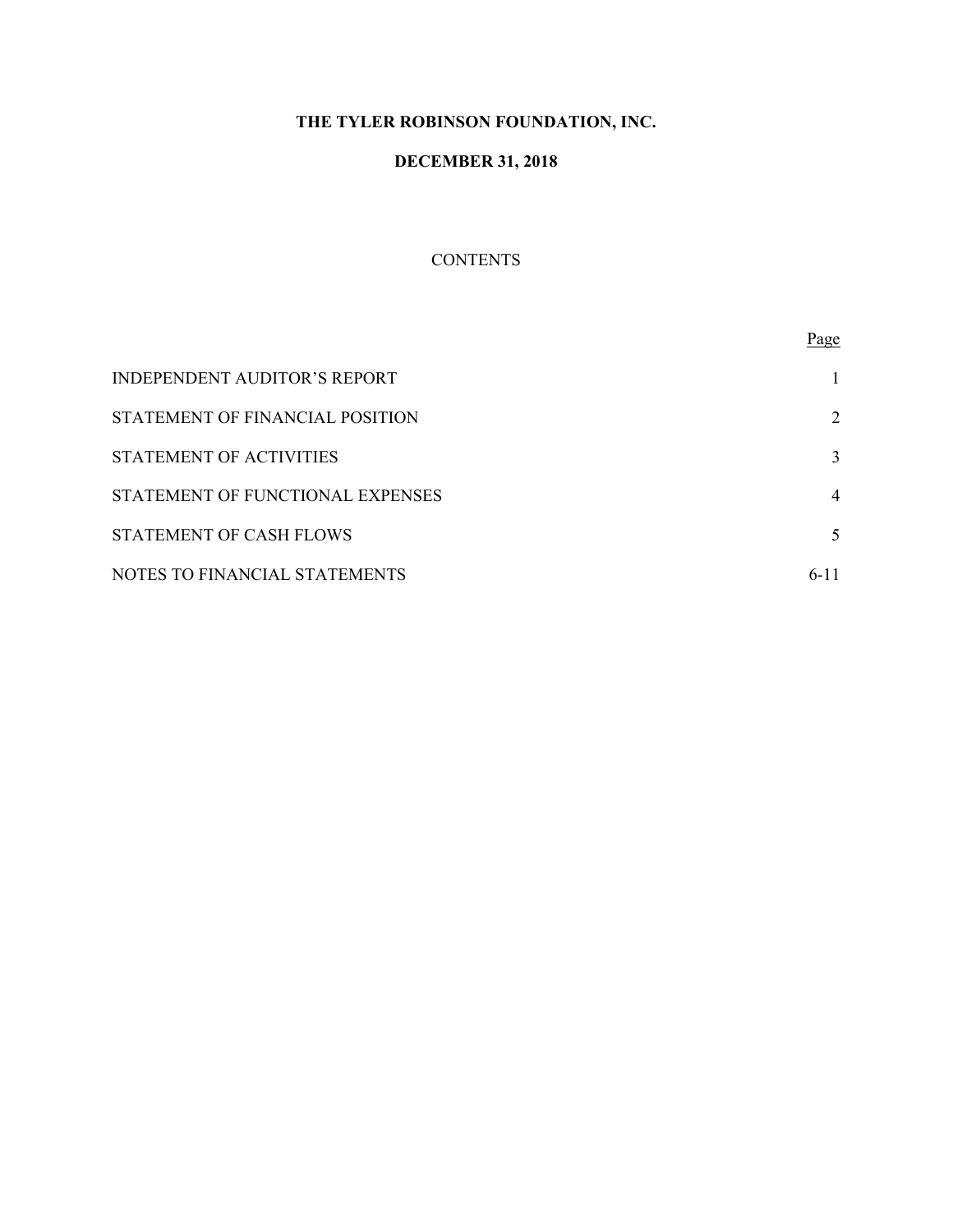**THE TYLER ROBINSON FOUNDATION, INC.**

**DECEMBER 31, 2018**

CONTENTS

| | Page |
|---|---|
| INDEPENDENT AUDITOR'S REPORT | 1 |
| STATEMENT OF FINANCIAL POSITION | 2 |
| STATEMENT OF ACTIVITIES | 3 |
| STATEMENT OF FUNCTIONAL EXPENSES | 4 |
| STATEMENT OF CASH FLOWS | 5 |
| NOTES TO FINANCIAL STATEMENTS | 6-11 |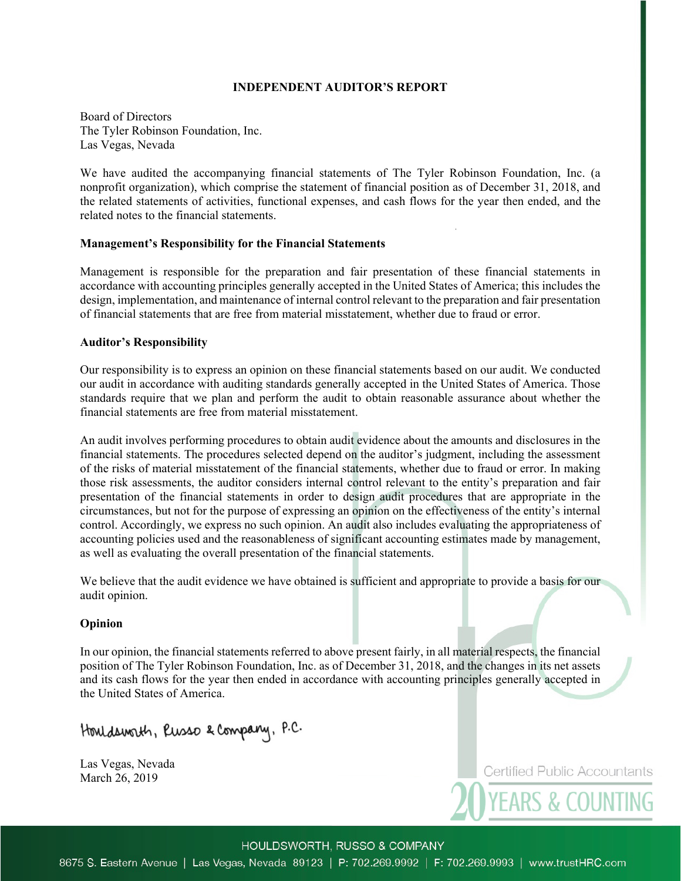# INDEPENDENT AUDITOR'S REPORT

Board of Directors
The Tyler Robinson Foundation, Inc.
Las Vegas, Nevada

We have audited the accompanying financial statements of The Tyler Robinson Foundation, Inc. (a nonprofit organization), which comprise the statement of financial position as of December 31, 2018, and the related statements of activities, functional expenses, and cash flows for the year then ended, and the related notes to the financial statements.

### Management's Responsibility for the Financial Statements

Management is responsible for the preparation and fair presentation of these financial statements in accordance with accounting principles generally accepted in the United States of America; this includes the design, implementation, and maintenance of internal control relevant to the preparation and fair presentation of financial statements that are free from material misstatement, whether due to fraud or error.

### Auditor's Responsibility

Our responsibility is to express an opinion on these financial statements based on our audit. We conducted our audit in accordance with auditing standards generally accepted in the United States of America. Those standards require that we plan and perform the audit to obtain reasonable assurance about whether the financial statements are free from material misstatement.

An audit involves performing procedures to obtain audit evidence about the amounts and disclosures in the financial statements. The procedures selected depend on the auditor's judgment, including the assessment of the risks of material misstatement of the financial statements, whether due to fraud or error. In making those risk assessments, the auditor considers internal control relevant to the entity's preparation and fair presentation of the financial statements in order to design audit procedures that are appropriate in the circumstances, but not for the purpose of expressing an opinion on the effectiveness of the entity's internal control. Accordingly, we express no such opinion. An audit also includes evaluating the appropriateness of accounting policies used and the reasonableness of significant accounting estimates made by management, as well as evaluating the overall presentation of the financial statements.

We believe that the audit evidence we have obtained is sufficient and appropriate to provide a basis for our audit opinion.

### Opinion

In our opinion, the financial statements referred to above present fairly, in all material respects, the financial position of The Tyler Robinson Foundation, Inc. as of December 31, 2018, and the changes in its net assets and its cash flows for the year then ended in accordance with accounting principles generally accepted in the United States of America.

Houldsworth, Russo & Company, P.C.

Las Vegas, Nevada
March 26, 2019

Certified Public Accountants
20 YEARS & COUNTING

HOULDSWORTH, RUSSO & COMPANY
8675 S. Eastern Avenue | Las Vegas, Nevada 89123 | P: 702.269.9992 | F: 702.269.9993 | www.trustHRC.com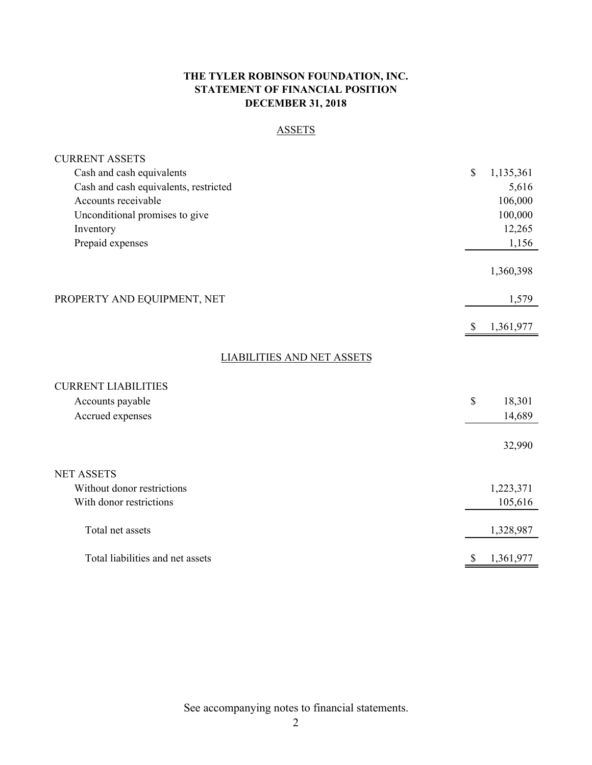# THE TYLER ROBINSON FOUNDATION, INC.
## STATEMENT OF FINANCIAL POSITION
### DECEMBER 31, 2018

ASSETS

| | |
|---|---|
| **CURRENT ASSETS** | |
| Cash and cash equivalents | $ 1,135,361 |
| Cash and cash equivalents, restricted | 5,616 |
| Accounts receivable | 106,000 |
| Unconditional promises to give | 100,000 |
| Inventory | 12,265 |
| Prepaid expenses | 1,156 |
| | 1,360,398 |
| PROPERTY AND EQUIPMENT, NET | 1,579 |
| | $ 1,361,977 |

LIABILITIES AND NET ASSETS

| | |
|---|---|
| **CURRENT LIABILITIES** | |
| Accounts payable | $ 18,301 |
| Accrued expenses | 14,689 |
| | 32,990 |
| **NET ASSETS** | |
| Without donor restrictions | 1,223,371 |
| With donor restrictions | 105,616 |
| Total net assets | 1,328,987 |
| Total liabilities and net assets | $ 1,361,977 |

See accompanying notes to financial statements.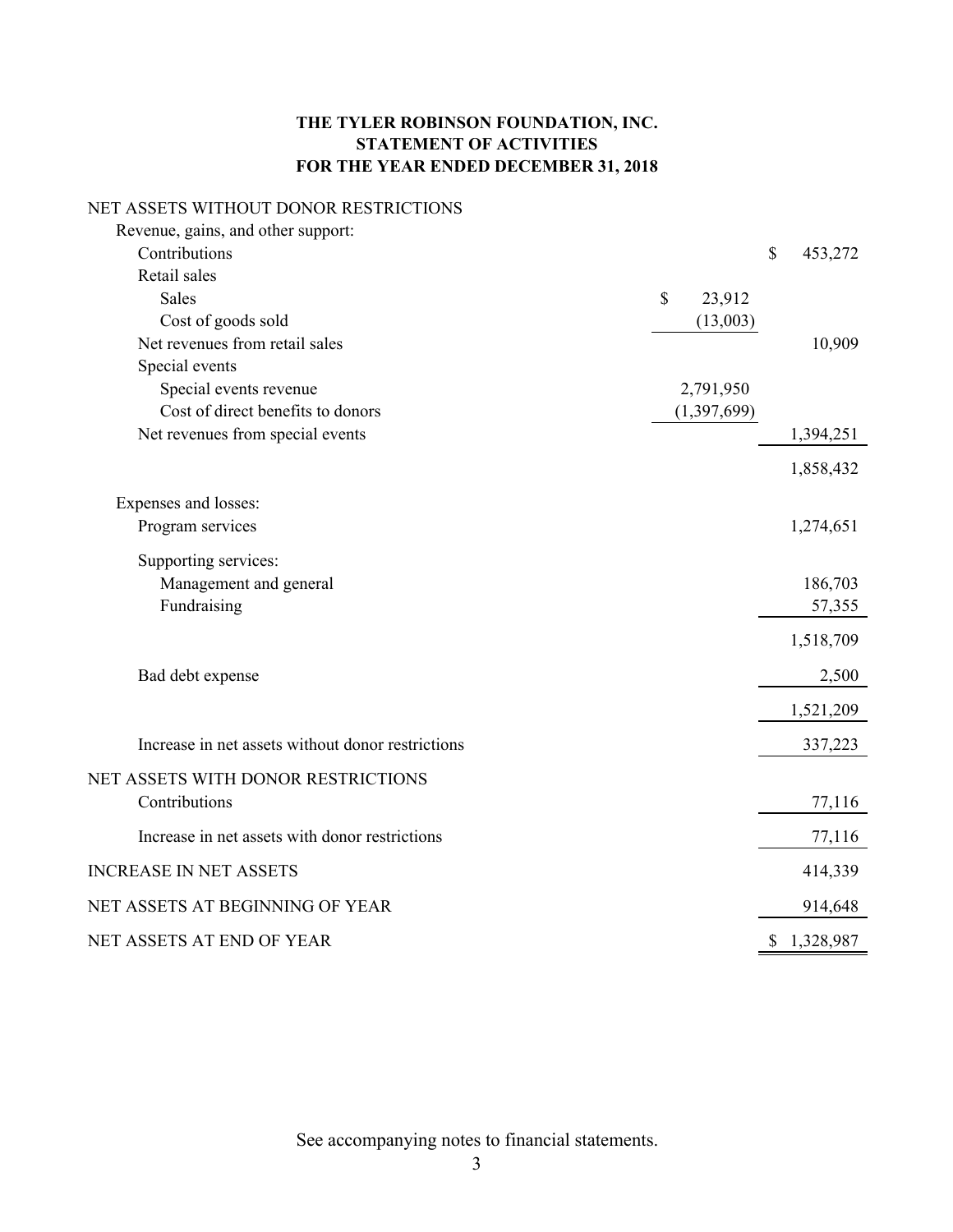# THE TYLER ROBINSON FOUNDATION, INC.
# STATEMENT OF ACTIVITIES
# FOR THE YEAR ENDED DECEMBER 31, 2018

| | | |
|---|---|---|
| NET ASSETS WITHOUT DONOR RESTRICTIONS | | |
| Revenue, gains, and other support: | | |
| Contributions | | $ 453,272 |
| Retail sales | | |
| Sales | $ 23,912 | |
| Cost of goods sold | (13,003) | |
| Net revenues from retail sales | | 10,909 |
| Special events | | |
| Special events revenue | 2,791,950 | |
| Cost of direct benefits to donors | (1,397,699) | |
| Net revenues from special events | | 1,394,251 |
| | | 1,858,432 |
| Expenses and losses: | | |
| Program services | | 1,274,651 |
| Supporting services: | | |
| Management and general | | 186,703 |
| Fundraising | | 57,355 |
| | | 1,518,709 |
| Bad debt expense | | 2,500 |
| | | 1,521,209 |
| Increase in net assets without donor restrictions | | 337,223 |
| NET ASSETS WITH DONOR RESTRICTIONS | | |
| Contributions | | 77,116 |
| Increase in net assets with donor restrictions | | 77,116 |
| INCREASE IN NET ASSETS | | 414,339 |
| NET ASSETS AT BEGINNING OF YEAR | | 914,648 |
| NET ASSETS AT END OF YEAR | | $ 1,328,987 |

See accompanying notes to financial statements.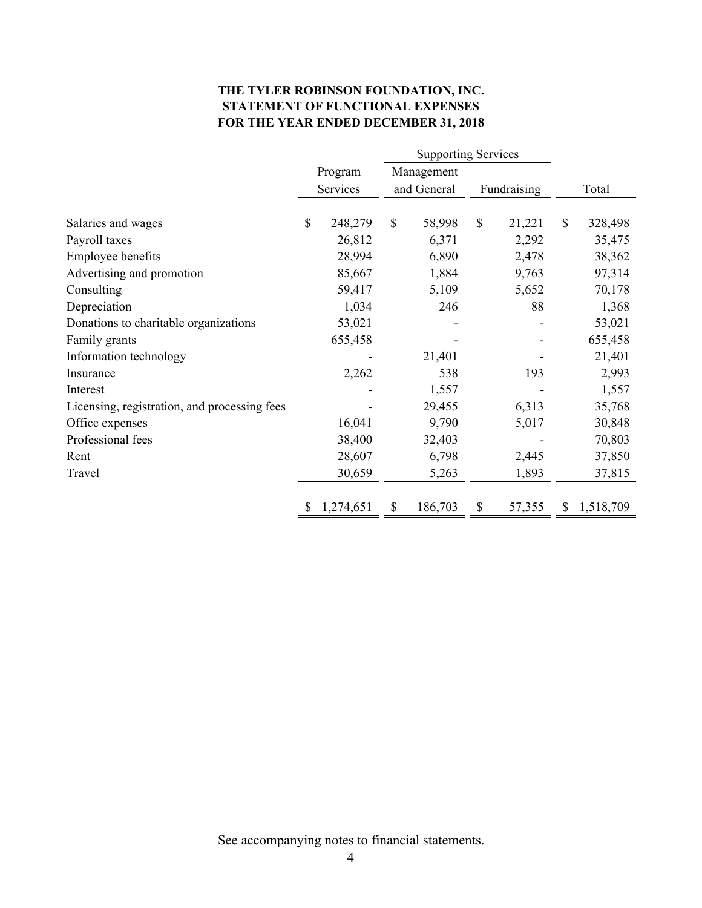**THE TYLER ROBINSON FOUNDATION, INC.**
**STATEMENT OF FUNCTIONAL EXPENSES**
**FOR THE YEAR ENDED DECEMBER 31, 2018**

| | Program Services | Supporting Services | | Total |
|---|---|---|---|---|
| | | Management and General | Fundraising | |
| Salaries and wages | $ 248,279 | $ 58,998 | $ 21,221 | $ 328,498 |
| Payroll taxes | 26,812 | 6,371 | 2,292 | 35,475 |
| Employee benefits | 28,994 | 6,890 | 2,478 | 38,362 |
| Advertising and promotion | 85,667 | 1,884 | 9,763 | 97,314 |
| Consulting | 59,417 | 5,109 | 5,652 | 70,178 |
| Depreciation | 1,034 | 246 | 88 | 1,368 |
| Donations to charitable organizations | 53,021 | - | - | 53,021 |
| Family grants | 655,458 | - | - | 655,458 |
| Information technology | - | 21,401 | - | 21,401 |
| Insurance | 2,262 | 538 | 193 | 2,993 |
| Interest | - | 1,557 | - | 1,557 |
| Licensing, registration, and processing fees | - | 29,455 | 6,313 | 35,768 |
| Office expenses | 16,041 | 9,790 | 5,017 | 30,848 |
| Professional fees | 38,400 | 32,403 | - | 70,803 |
| Rent | 28,607 | 6,798 | 2,445 | 37,850 |
| Travel | 30,659 | 5,263 | 1,893 | 37,815 |
| | $ 1,274,651 | $ 186,703 | $ 57,355 | $ 1,518,709 |

See accompanying notes to financial statements.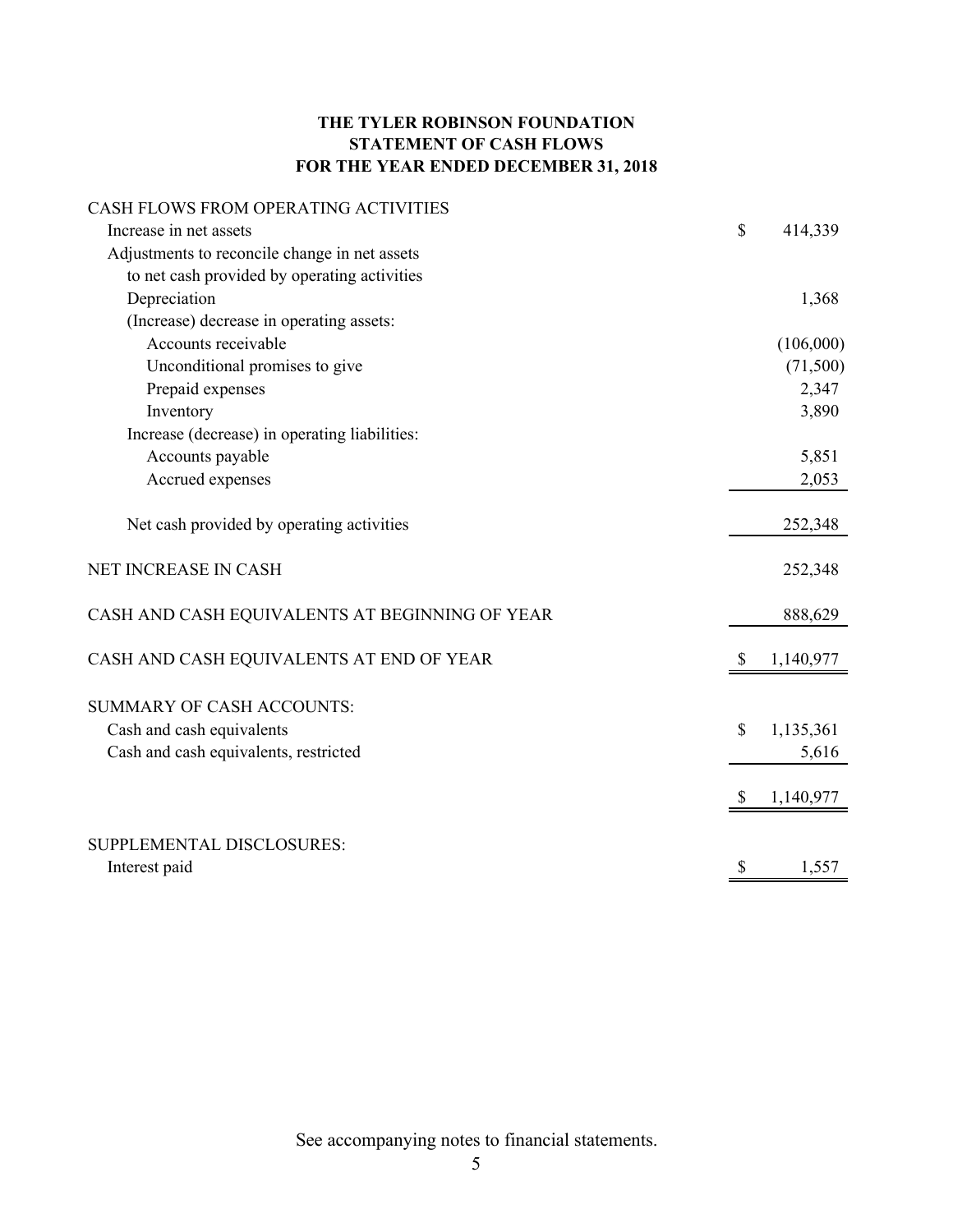# THE TYLER ROBINSON FOUNDATION
## STATEMENT OF CASH FLOWS
## FOR THE YEAR ENDED DECEMBER 31, 2018

| | |
|---|---|
| CASH FLOWS FROM OPERATING ACTIVITIES | |
| Increase in net assets | $ 414,339 |
| Adjustments to reconcile change in net assets to net cash provided by operating activities | |
| Depreciation | 1,368 |
| (Increase) decrease in operating assets: | |
| Accounts receivable | (106,000) |
| Unconditional promises to give | (71,500) |
| Prepaid expenses | 2,347 |
| Inventory | 3,890 |
| Increase (decrease) in operating liabilities: | |
| Accounts payable | 5,851 |
| Accrued expenses | 2,053 |
| Net cash provided by operating activities | 252,348 |
| NET INCREASE IN CASH | 252,348 |
| CASH AND CASH EQUIVALENTS AT BEGINNING OF YEAR | 888,629 |
| CASH AND CASH EQUIVALENTS AT END OF YEAR | $ 1,140,977 |
| SUMMARY OF CASH ACCOUNTS: | |
| Cash and cash equivalents | $ 1,135,361 |
| Cash and cash equivalents, restricted | 5,616 |
| | $ 1,140,977 |
| SUPPLEMENTAL DISCLOSURES: | |
| Interest paid | $ 1,557 |

See accompanying notes to financial statements.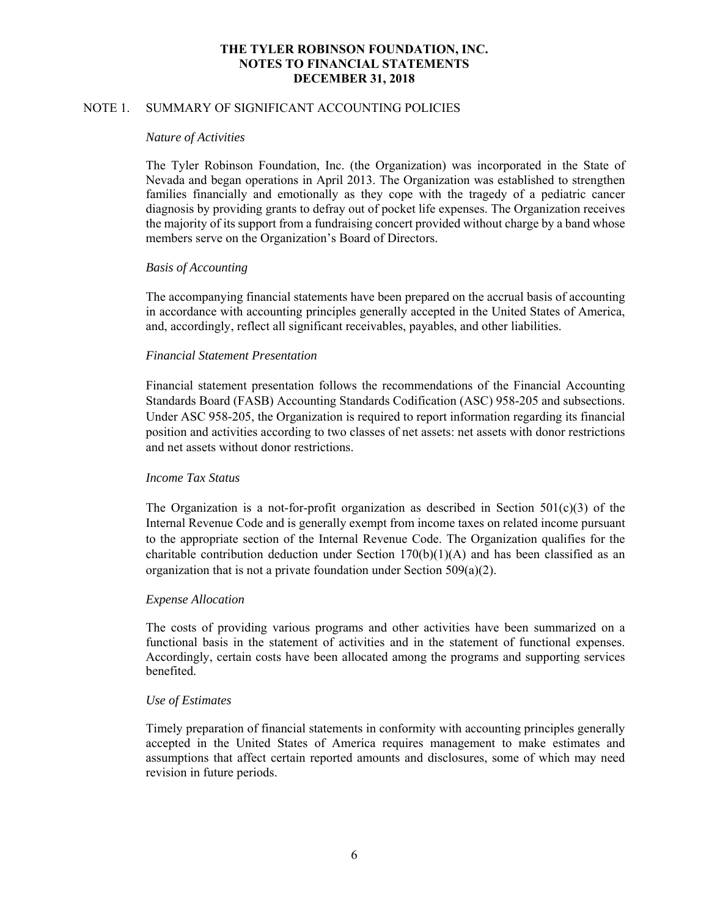# THE TYLER ROBINSON FOUNDATION, INC.
# NOTES TO FINANCIAL STATEMENTS
# DECEMBER 31, 2018

## NOTE 1. SUMMARY OF SIGNIFICANT ACCOUNTING POLICIES

*Nature of Activities*

The Tyler Robinson Foundation, Inc. (the Organization) was incorporated in the State of Nevada and began operations in April 2013. The Organization was established to strengthen families financially and emotionally as they cope with the tragedy of a pediatric cancer diagnosis by providing grants to defray out of pocket life expenses. The Organization receives the majority of its support from a fundraising concert provided without charge by a band whose members serve on the Organization's Board of Directors.

*Basis of Accounting*

The accompanying financial statements have been prepared on the accrual basis of accounting in accordance with accounting principles generally accepted in the United States of America, and, accordingly, reflect all significant receivables, payables, and other liabilities.

*Financial Statement Presentation*

Financial statement presentation follows the recommendations of the Financial Accounting Standards Board (FASB) Accounting Standards Codification (ASC) 958-205 and subsections. Under ASC 958-205, the Organization is required to report information regarding its financial position and activities according to two classes of net assets: net assets with donor restrictions and net assets without donor restrictions.

*Income Tax Status*

The Organization is a not-for-profit organization as described in Section 501(c)(3) of the Internal Revenue Code and is generally exempt from income taxes on related income pursuant to the appropriate section of the Internal Revenue Code. The Organization qualifies for the charitable contribution deduction under Section 170(b)(1)(A) and has been classified as an organization that is not a private foundation under Section 509(a)(2).

*Expense Allocation*

The costs of providing various programs and other activities have been summarized on a functional basis in the statement of activities and in the statement of functional expenses. Accordingly, certain costs have been allocated among the programs and supporting services benefited.

*Use of Estimates*

Timely preparation of financial statements in conformity with accounting principles generally accepted in the United States of America requires management to make estimates and assumptions that affect certain reported amounts and disclosures, some of which may need revision in future periods.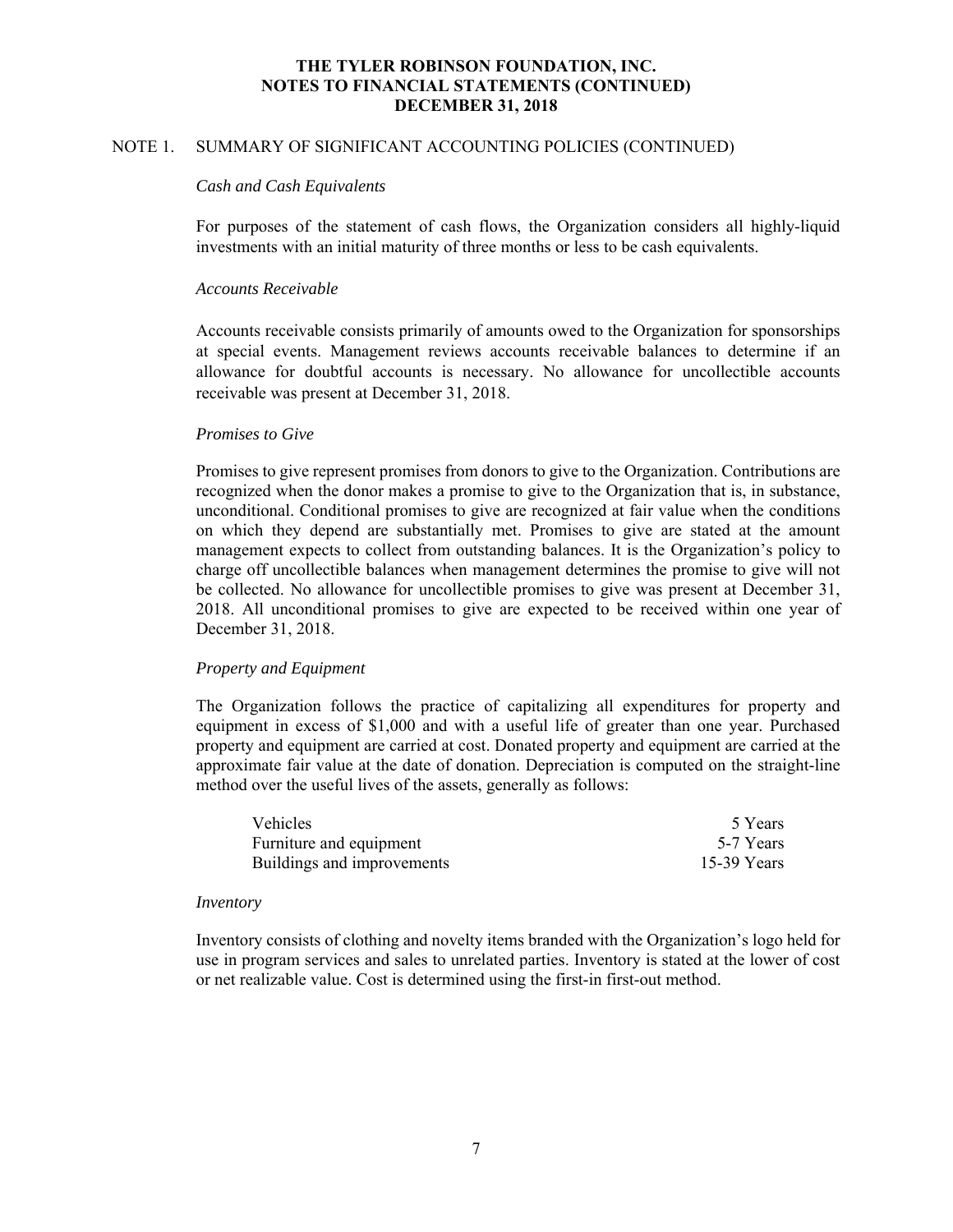# THE TYLER ROBINSON FOUNDATION, INC.
## NOTES TO FINANCIAL STATEMENTS (CONTINUED)
## DECEMBER 31, 2018

NOTE 1. SUMMARY OF SIGNIFICANT ACCOUNTING POLICIES (CONTINUED)

*Cash and Cash Equivalents*

For purposes of the statement of cash flows, the Organization considers all highly-liquid investments with an initial maturity of three months or less to be cash equivalents.

*Accounts Receivable*

Accounts receivable consists primarily of amounts owed to the Organization for sponsorships at special events. Management reviews accounts receivable balances to determine if an allowance for doubtful accounts is necessary. No allowance for uncollectible accounts receivable was present at December 31, 2018.

*Promises to Give*

Promises to give represent promises from donors to give to the Organization. Contributions are recognized when the donor makes a promise to give to the Organization that is, in substance, unconditional. Conditional promises to give are recognized at fair value when the conditions on which they depend are substantially met. Promises to give are stated at the amount management expects to collect from outstanding balances. It is the Organization's policy to charge off uncollectible balances when management determines the promise to give will not be collected. No allowance for uncollectible promises to give was present at December 31, 2018. All unconditional promises to give are expected to be received within one year of December 31, 2018.

*Property and Equipment*

The Organization follows the practice of capitalizing all expenditures for property and equipment in excess of $1,000 and with a useful life of greater than one year. Purchased property and equipment are carried at cost. Donated property and equipment are carried at the approximate fair value at the date of donation. Depreciation is computed on the straight-line method over the useful lives of the assets, generally as follows:

| | |
|---|---|
| Vehicles | 5 Years |
| Furniture and equipment | 5-7 Years |
| Buildings and improvements | 15-39 Years |

*Inventory*

Inventory consists of clothing and novelty items branded with the Organization's logo held for use in program services and sales to unrelated parties. Inventory is stated at the lower of cost or net realizable value. Cost is determined using the first-in first-out method.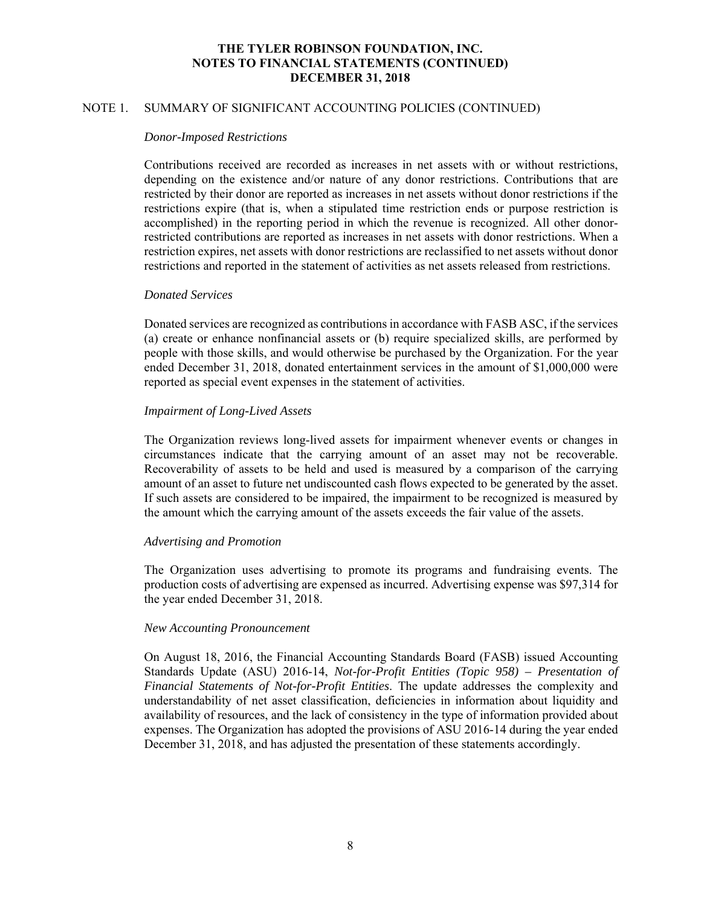## NOTE 1. SUMMARY OF SIGNIFICANT ACCOUNTING POLICIES (CONTINUED)

*Donor-Imposed Restrictions*

Contributions received are recorded as increases in net assets with or without restrictions, depending on the existence and/or nature of any donor restrictions. Contributions that are restricted by their donor are reported as increases in net assets without donor restrictions if the restrictions expire (that is, when a stipulated time restriction ends or purpose restriction is accomplished) in the reporting period in which the revenue is recognized. All other donor-restricted contributions are reported as increases in net assets with donor restrictions. When a restriction expires, net assets with donor restrictions are reclassified to net assets without donor restrictions and reported in the statement of activities as net assets released from restrictions.

*Donated Services*

Donated services are recognized as contributions in accordance with FASB ASC, if the services (a) create or enhance nonfinancial assets or (b) require specialized skills, are performed by people with those skills, and would otherwise be purchased by the Organization. For the year ended December 31, 2018, donated entertainment services in the amount of $1,000,000 were reported as special event expenses in the statement of activities.

*Impairment of Long-Lived Assets*

The Organization reviews long-lived assets for impairment whenever events or changes in circumstances indicate that the carrying amount of an asset may not be recoverable. Recoverability of assets to be held and used is measured by a comparison of the carrying amount of an asset to future net undiscounted cash flows expected to be generated by the asset. If such assets are considered to be impaired, the impairment to be recognized is measured by the amount which the carrying amount of the assets exceeds the fair value of the assets.

*Advertising and Promotion*

The Organization uses advertising to promote its programs and fundraising events. The production costs of advertising are expensed as incurred. Advertising expense was $97,314 for the year ended December 31, 2018.

*New Accounting Pronouncement*

On August 18, 2016, the Financial Accounting Standards Board (FASB) issued Accounting Standards Update (ASU) 2016-14, *Not-for-Profit Entities (Topic 958) – Presentation of Financial Statements of Not-for-Profit Entities*. The update addresses the complexity and understandability of net asset classification, deficiencies in information about liquidity and availability of resources, and the lack of consistency in the type of information provided about expenses. The Organization has adopted the provisions of ASU 2016-14 during the year ended December 31, 2018, and has adjusted the presentation of these statements accordingly.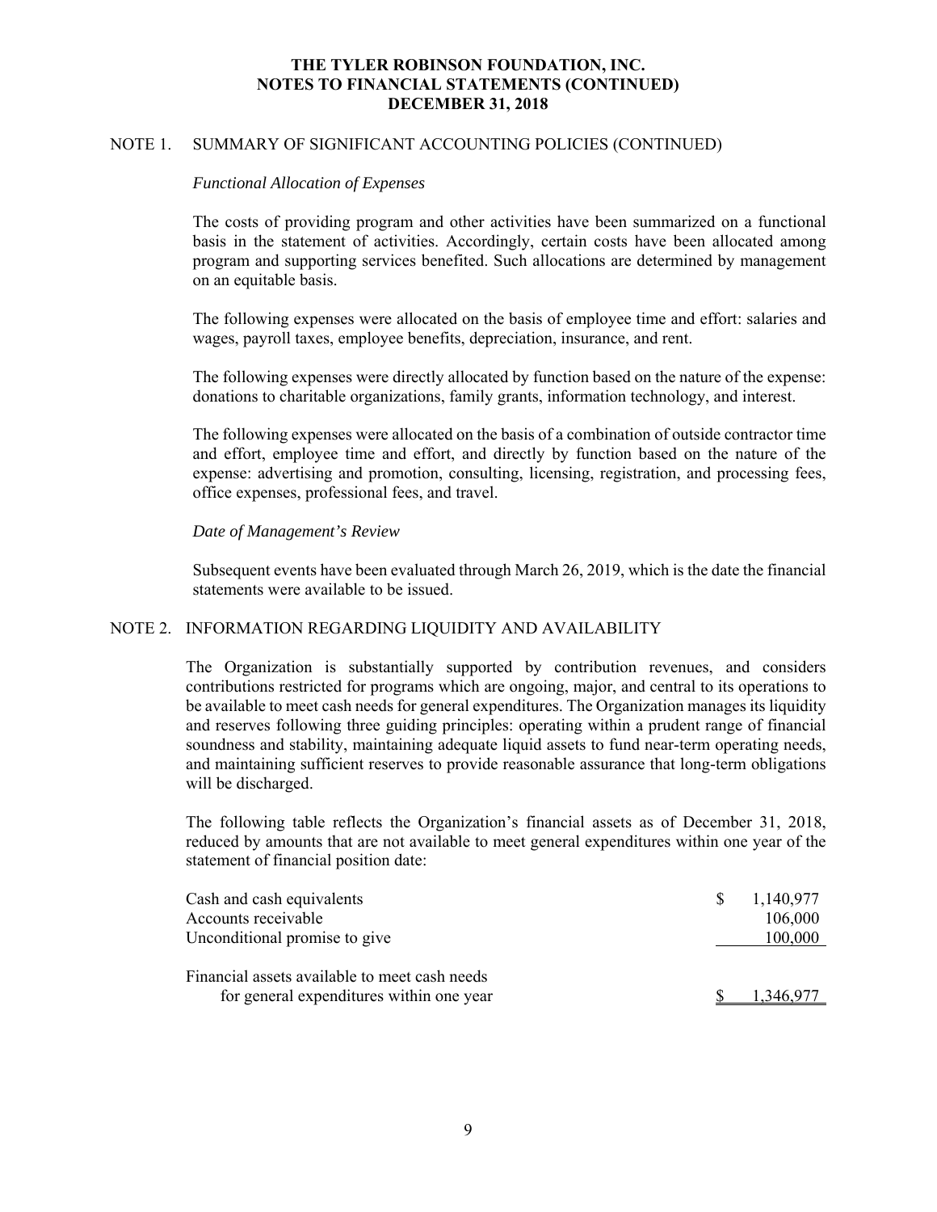# THE TYLER ROBINSON FOUNDATION, INC.
# NOTES TO FINANCIAL STATEMENTS (CONTINUED)
# DECEMBER 31, 2018

## NOTE 1. SUMMARY OF SIGNIFICANT ACCOUNTING POLICIES (CONTINUED)

*Functional Allocation of Expenses*

The costs of providing program and other activities have been summarized on a functional basis in the statement of activities. Accordingly, certain costs have been allocated among program and supporting services benefited. Such allocations are determined by management on an equitable basis.

The following expenses were allocated on the basis of employee time and effort: salaries and wages, payroll taxes, employee benefits, depreciation, insurance, and rent.

The following expenses were directly allocated by function based on the nature of the expense: donations to charitable organizations, family grants, information technology, and interest.

The following expenses were allocated on the basis of a combination of outside contractor time and effort, employee time and effort, and directly by function based on the nature of the expense: advertising and promotion, consulting, licensing, registration, and processing fees, office expenses, professional fees, and travel.

*Date of Management's Review*

Subsequent events have been evaluated through March 26, 2019, which is the date the financial statements were available to be issued.

## NOTE 2. INFORMATION REGARDING LIQUIDITY AND AVAILABILITY

The Organization is substantially supported by contribution revenues, and considers contributions restricted for programs which are ongoing, major, and central to its operations to be available to meet cash needs for general expenditures. The Organization manages its liquidity and reserves following three guiding principles: operating within a prudent range of financial soundness and stability, maintaining adequate liquid assets to fund near-term operating needs, and maintaining sufficient reserves to provide reasonable assurance that long-term obligations will be discharged.

The following table reflects the Organization's financial assets as of December 31, 2018, reduced by amounts that are not available to meet general expenditures within one year of the statement of financial position date:

| | |
|---|---|
| Cash and cash equivalents | $ 1,140,977 |
| Accounts receivable | 106,000 |
| Unconditional promise to give | 100,000 |
| Financial assets available to meet cash needs for general expenditures within one year | $ 1,346,977 |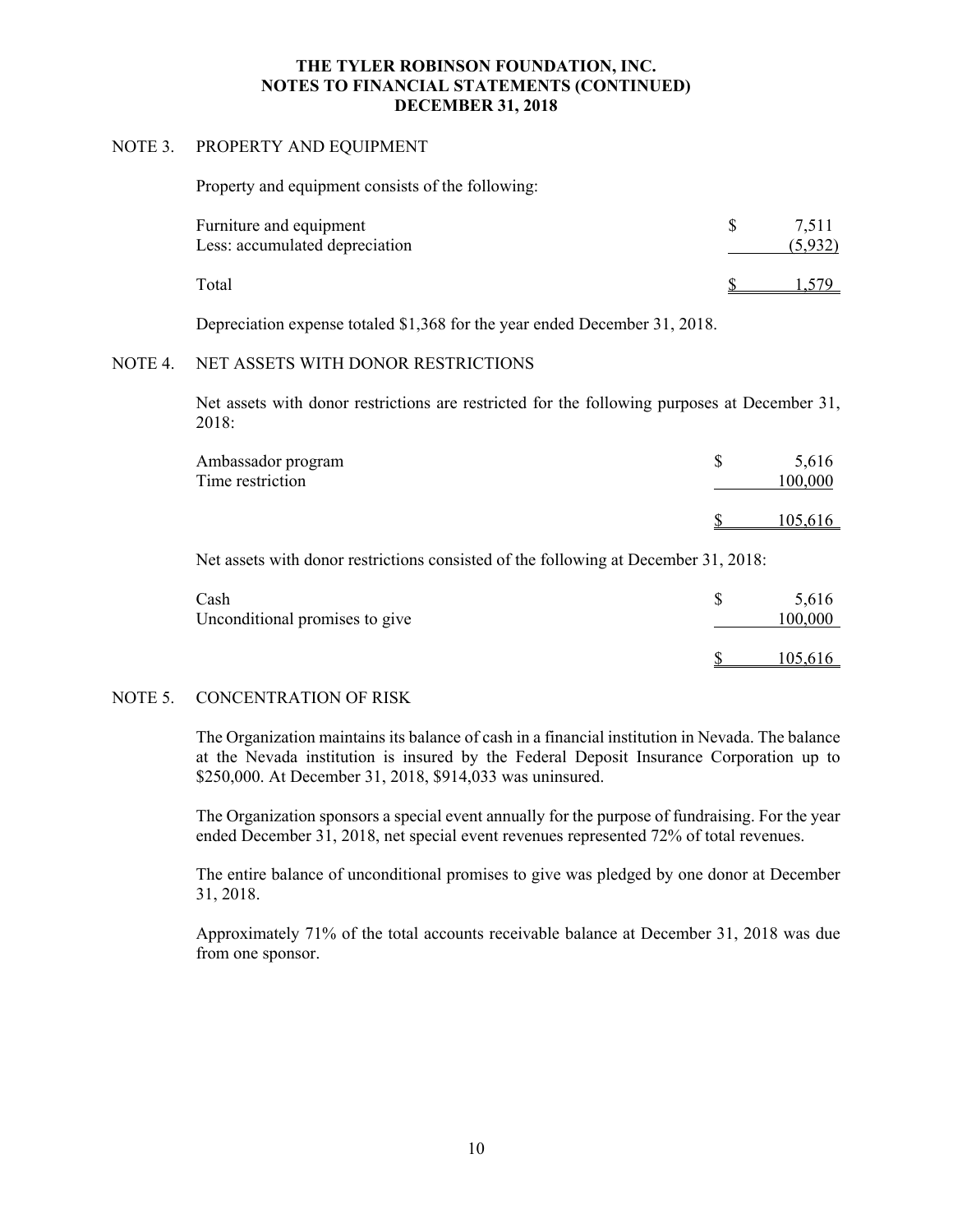# THE TYLER ROBINSON FOUNDATION, INC.
## NOTES TO FINANCIAL STATEMENTS (CONTINUED)
## DECEMBER 31, 2018

### NOTE 3. PROPERTY AND EQUIPMENT

Property and equipment consists of the following:

| | | |
|---|---|---|
| Furniture and equipment | $ | 7,511 |
| Less: accumulated depreciation | | (5,932) |
| Total | $ | 1,579 |

Depreciation expense totaled $1,368 for the year ended December 31, 2018.

### NOTE 4. NET ASSETS WITH DONOR RESTRICTIONS

Net assets with donor restrictions are restricted for the following purposes at December 31, 2018:

| | | |
|---|---|---|
| Ambassador program | $ | 5,616 |
| Time restriction | | 100,000 |
| | $ | 105,616 |

Net assets with donor restrictions consisted of the following at December 31, 2018:

| | | |
|---|---|---|
| Cash | $ | 5,616 |
| Unconditional promises to give | | 100,000 |
| | $ | 105,616 |

### NOTE 5. CONCENTRATION OF RISK

The Organization maintains its balance of cash in a financial institution in Nevada. The balance at the Nevada institution is insured by the Federal Deposit Insurance Corporation up to $250,000. At December 31, 2018, $914,033 was uninsured.

The Organization sponsors a special event annually for the purpose of fundraising. For the year ended December 31, 2018, net special event revenues represented 72% of total revenues.

The entire balance of unconditional promises to give was pledged by one donor at December 31, 2018.

Approximately 71% of the total accounts receivable balance at December 31, 2018 was due from one sponsor.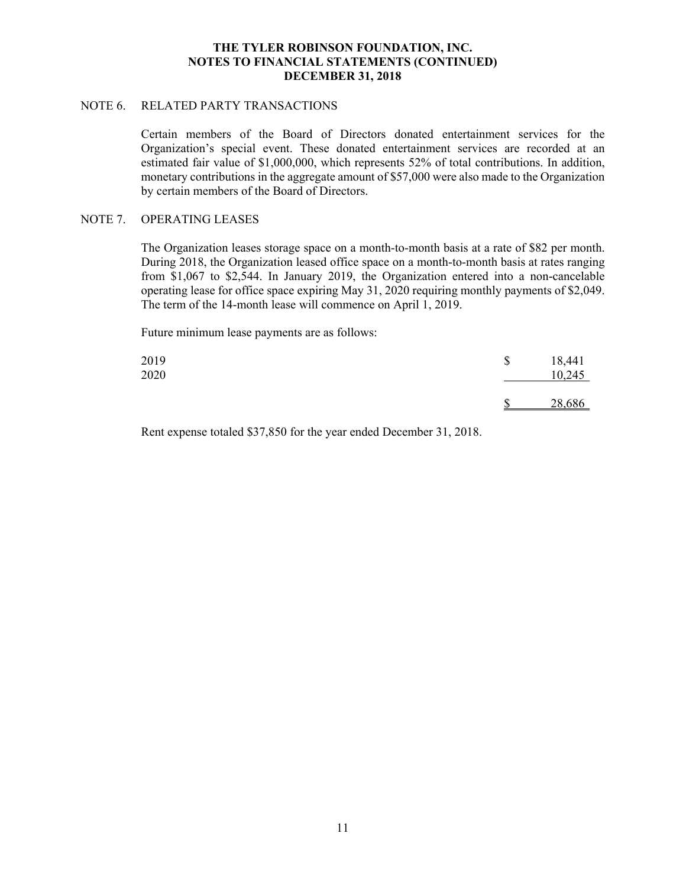# THE TYLER ROBINSON FOUNDATION, INC.
# NOTES TO FINANCIAL STATEMENTS (CONTINUED)
# DECEMBER 31, 2018

## NOTE 6. RELATED PARTY TRANSACTIONS

Certain members of the Board of Directors donated entertainment services for the Organization's special event. These donated entertainment services are recorded at an estimated fair value of $1,000,000, which represents 52% of total contributions. In addition, monetary contributions in the aggregate amount of $57,000 were also made to the Organization by certain members of the Board of Directors.

## NOTE 7. OPERATING LEASES

The Organization leases storage space on a month-to-month basis at a rate of $82 per month. During 2018, the Organization leased office space on a month-to-month basis at rates ranging from $1,067 to $2,544. In January 2019, the Organization entered into a non-cancelable operating lease for office space expiring May 31, 2020 requiring monthly payments of $2,049. The term of the 14-month lease will commence on April 1, 2019.

Future minimum lease payments are as follows:

| | |
|---|---|
| 2019 | $ 18,441 |
| 2020 | 10,245 |
| | $ 28,686 |

Rent expense totaled $37,850 for the year ended December 31, 2018.